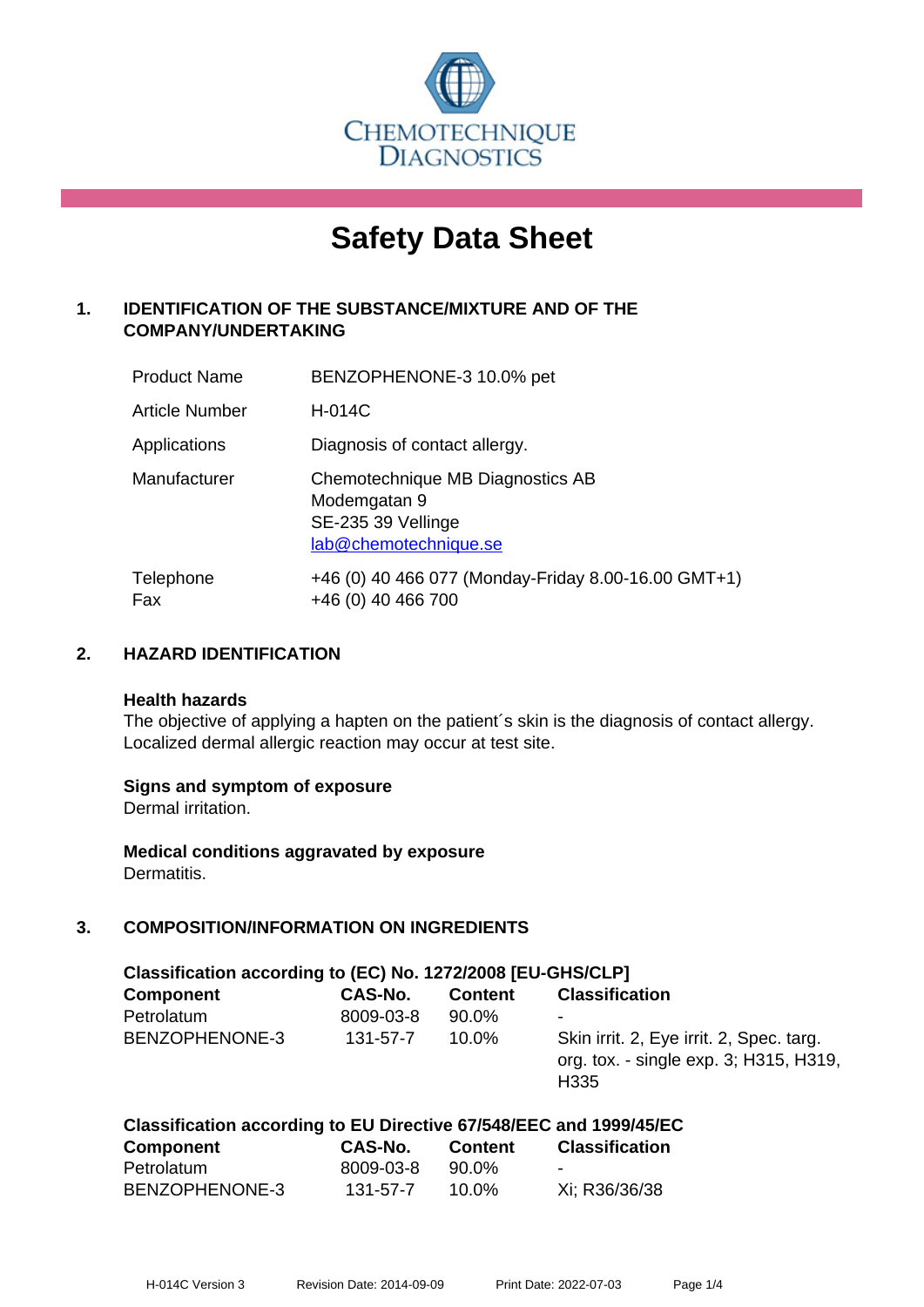CHEMOTECHNIQUE DIAGNOSTICS

# Safety Data Sheet

## 1. IDENTIFICATION OF THE SUBSTANCE/MIXTURE AND OF THE COMPANY/UNDERTAKING

| | |
|---|---|
| Product Name | BENZOPHENONE-3 10.0% pet |
| Article Number | H-014C |
| Applications | Diagnosis of contact allergy. |
| Manufacturer | Chemotechnique MB Diagnostics AB<br>Modemgatan 9<br>SE-235 39 Vellinge<br>lab@chemotechnique.se |
| Telephone<br>Fax | +46 (0) 40 466 077 (Monday-Friday 8.00-16.00 GMT+1)<br>+46 (0) 40 466 700 |

## 2. HAZARD IDENTIFICATION

**Health hazards**
The objective of applying a hapten on the patient´s skin is the diagnosis of contact allergy. Localized dermal allergic reaction may occur at test site.

**Signs and symptom of exposure**
Dermal irritation.

**Medical conditions aggravated by exposure**
Dermatitis.

## 3. COMPOSITION/INFORMATION ON INGREDIENTS

**Classification according to (EC) No. 1272/2008 [EU-GHS/CLP]**

| Component | CAS-No. | Content | Classification |
|---|---|---|---|
| Petrolatum | 8009-03-8 | 90.0% | - |
| BENZOPHENONE-3 | 131-57-7 | 10.0% | Skin irrit. 2, Eye irrit. 2, Spec. targ. org. tox. - single exp. 3; H315, H319, H335 |

**Classification according to EU Directive 67/548/EEC and 1999/45/EC**

| Component | CAS-No. | Content | Classification |
|---|---|---|---|
| Petrolatum | 8009-03-8 | 90.0% | - |
| BENZOPHENONE-3 | 131-57-7 | 10.0% | Xi; R36/36/38 |

H-014C Version 3 Revision Date: 2014-09-09 Print Date: 2022-07-03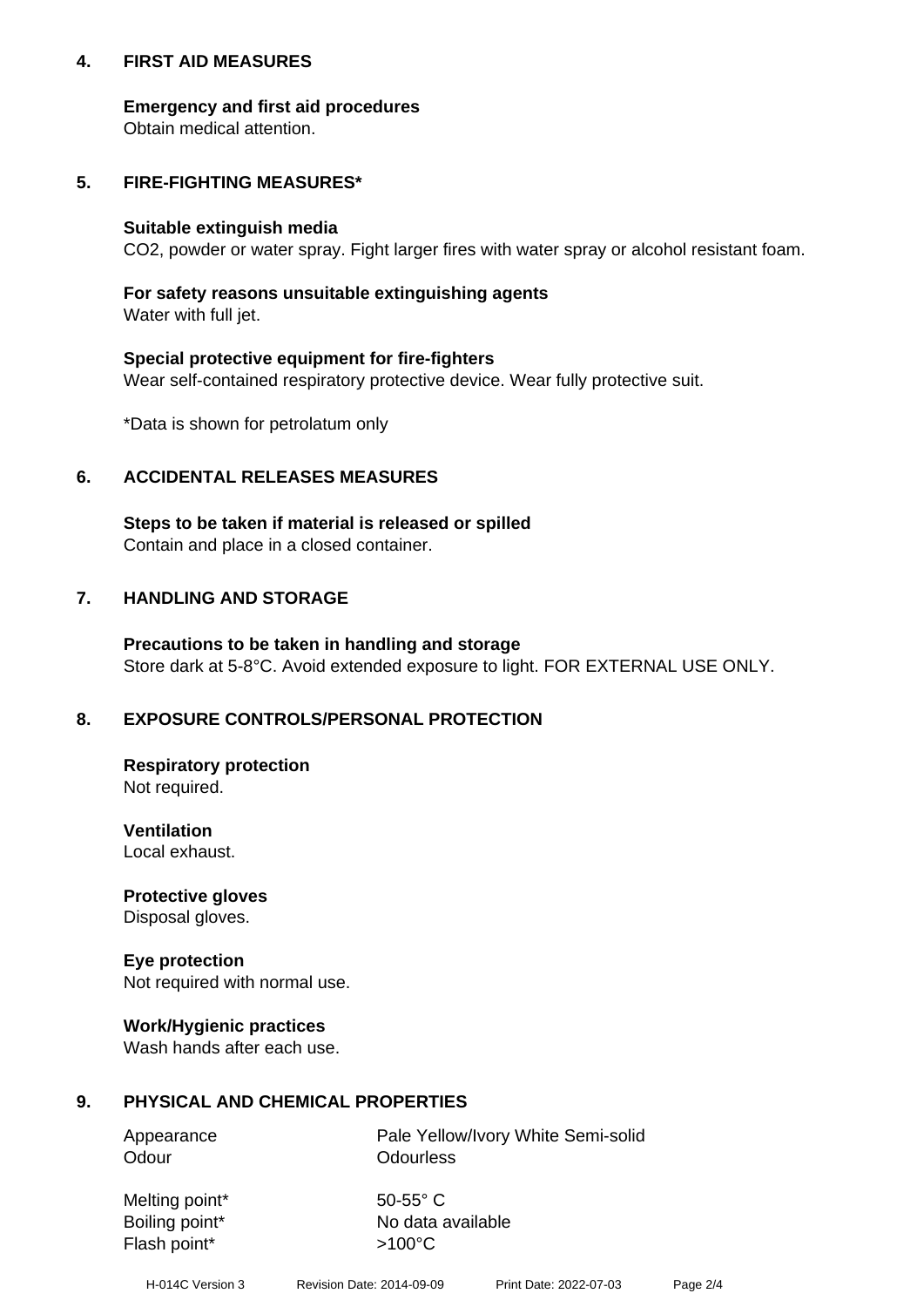## 4. FIRST AID MEASURES

**Emergency and first aid procedures**
Obtain medical attention.

## 5. FIRE-FIGHTING MEASURES*

**Suitable extinguish media**
$CO_2$, powder or water spray. Fight larger fires with water spray or alcohol resistant foam.

**For safety reasons unsuitable extinguishing agents**
Water with full jet.

**Special protective equipment for fire-fighters**
Wear self-contained respiratory protective device. Wear fully protective suit.

*Data is shown for petrolatum only

## 6. ACCIDENTAL RELEASES MEASURES

**Steps to be taken if material is released or spilled**
Contain and place in a closed container.

## 7. HANDLING AND STORAGE

**Precautions to be taken in handling and storage**
Store dark at 5-8°C. Avoid extended exposure to light. FOR EXTERNAL USE ONLY.

## 8. EXPOSURE CONTROLS/PERSONAL PROTECTION

**Respiratory protection**
Not required.

**Ventilation**
Local exhaust.

**Protective gloves**
Disposal gloves.

**Eye protection**
Not required with normal use.

**Work/Hygienic practices**
Wash hands after each use.

## 9. PHYSICAL AND CHEMICAL PROPERTIES

| | |
|---|---|
| Appearance | Pale Yellow/Ivory White Semi-solid |
| Odour | Odourless |
| Melting point* | 50-55° C |
| Boiling point* | No data available |
| Flash point* | >100°C |

H-014C Version 3 Revision Date: 2014-09-09 Print Date: 2022-07-03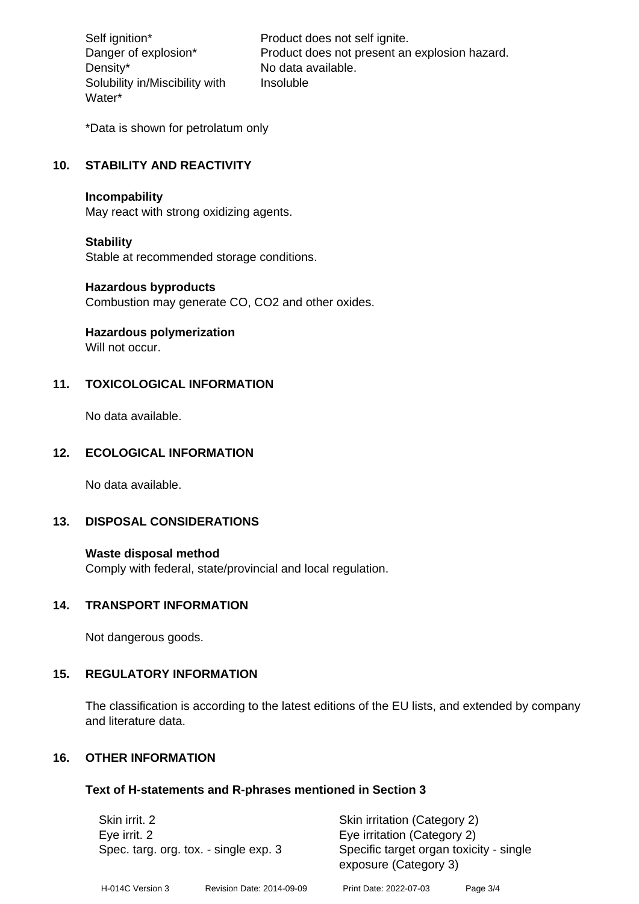| | |
|---|---|
| Self ignition* | Product does not self ignite. |
| Danger of explosion* | Product does not present an explosion hazard. |
| Density* | No data available. |
| Solubility in/Miscibility with Water* | Insoluble |

*Data is shown for petrolatum only

## 10. STABILITY AND REACTIVITY

**Incompability**
May react with strong oxidizing agents.

**Stability**
Stable at recommended storage conditions.

**Hazardous byproducts**
Combustion may generate CO, $CO_2$ and other oxides.

**Hazardous polymerization**
Will not occur.

## 11. TOXICOLOGICAL INFORMATION

No data available.

## 12. ECOLOGICAL INFORMATION

No data available.

## 13. DISPOSAL CONSIDERATIONS

**Waste disposal method**
Comply with federal, state/provincial and local regulation.

## 14. TRANSPORT INFORMATION

Not dangerous goods.

## 15. REGULATORY INFORMATION

The classification is according to the latest editions of the EU lists, and extended by company and literature data.

## 16. OTHER INFORMATION

### Text of H-statements and R-phrases mentioned in Section 3

| | |
|---|---|
| Skin irrit. 2 | Skin irritation (Category 2) |
| Eye irrit. 2 | Eye irritation (Category 2) |
| Spec. targ. org. tox. - single exp. 3 | Specific target organ toxicity - single exposure (Category 3) |

H-014C Version 3 Revision Date: 2014-09-09 Print Date: 2022-07-03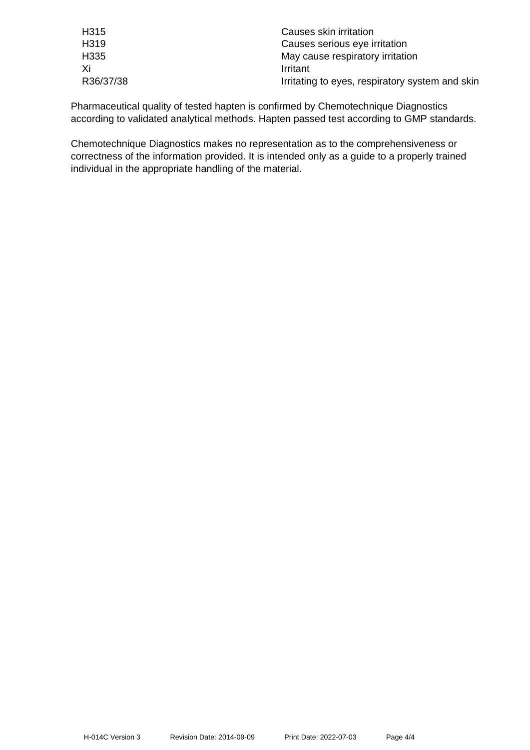| | |
|---|---|
| H315 | Causes skin irritation |
| H319 | Causes serious eye irritation |
| H335 | May cause respiratory irritation |
| Xi | Irritant |
| R36/37/38 | Irritating to eyes, respiratory system and skin |

Pharmaceutical quality of tested hapten is confirmed by Chemotechnique Diagnostics according to validated analytical methods. Hapten passed test according to GMP standards.

Chemotechnique Diagnostics makes no representation as to the comprehensiveness or correctness of the information provided. It is intended only as a guide to a properly trained individual in the appropriate handling of the material.